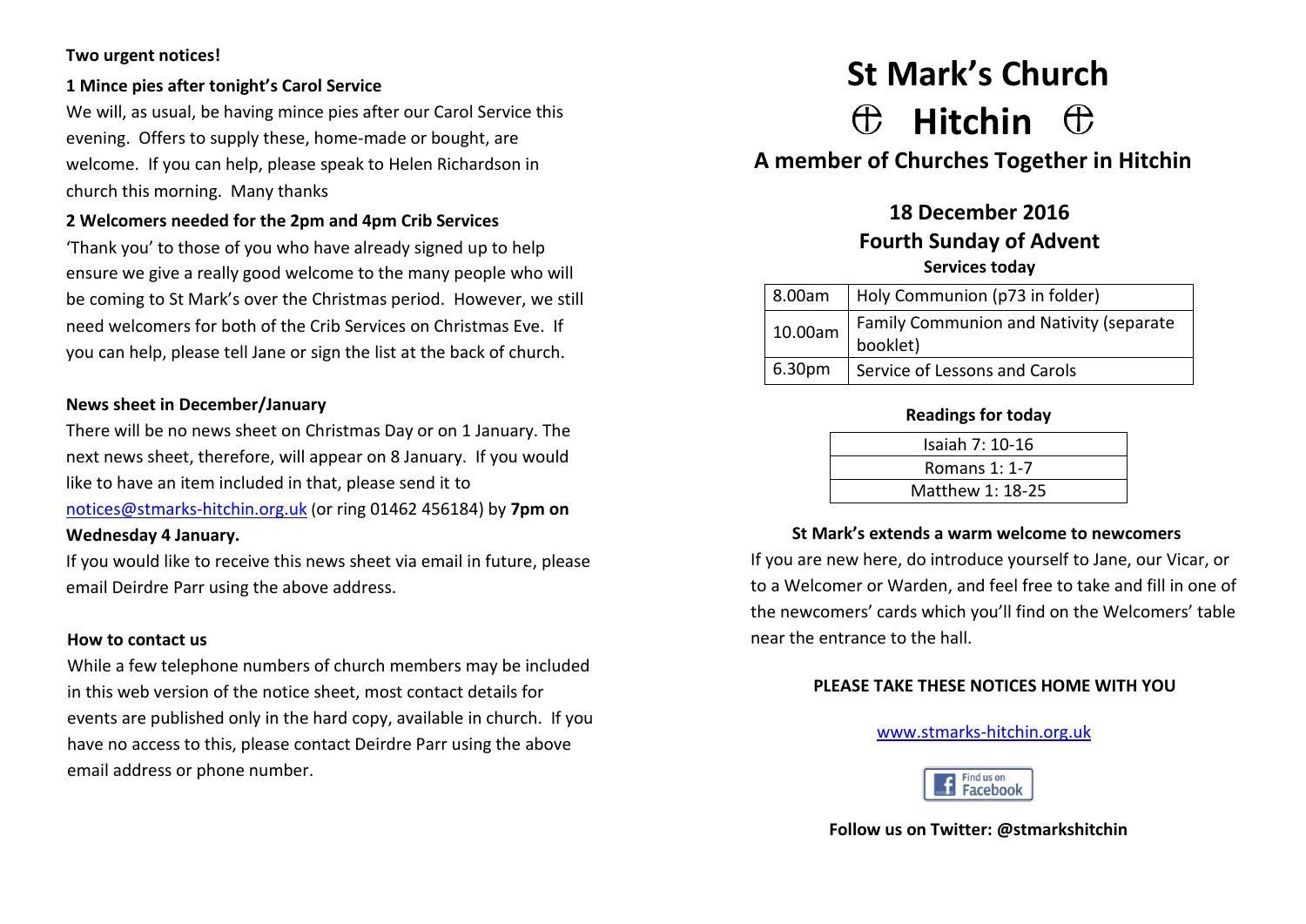**Two urgent notices!**

**1 Mince pies after tonight's Carol Service**

We will, as usual, be having mince pies after our Carol Service this evening. Offers to supply these, home-made or bought, are welcome. If you can help, please speak to Helen Richardson in church this morning. Many thanks

**2 Welcomers needed for the 2pm and 4pm Crib Services**

'Thank you' to those of you who have already signed up to help ensure we give a really good welcome to the many people who will be coming to St Mark's over the Christmas period. However, we still need welcomers for both of the Crib Services on Christmas Eve. If you can help, please tell Jane or sign the list at the back of church.

**News sheet in December/January**

There will be no news sheet on Christmas Day or on 1 January. The next news sheet, therefore, will appear on 8 January. If you would like to have an item included in that, please send it to notices@stmarks-hitchin.org.uk (or ring 01462 456184) by **7pm on Wednesday 4 January.**

If you would like to receive this news sheet via email in future, please email Deirdre Parr using the above address.

**How to contact us**

While a few telephone numbers of church members may be included in this web version of the notice sheet, most contact details for events are published only in the hard copy, available in church. If you have no access to this, please contact Deirdre Parr using the above email address or phone number.

# St Mark's Church
# ⊕ Hitchin ⊕

## A member of Churches Together in Hitchin

## 18 December 2016
## Fourth Sunday of Advent

**Services today**

| | |
|---|---|
| 8.00am | Holy Communion (p73 in folder) |
| 10.00am | Family Communion and Nativity (separate booklet) |
| 6.30pm | Service of Lessons and Carols |

**Readings for today**

| |
|---|
| Isaiah 7: 10-16 |
| Romans 1: 1-7 |
| Matthew 1: 18-25 |

**St Mark's extends a warm welcome to newcomers**

If you are new here, do introduce yourself to Jane, our Vicar, or to a Welcomer or Warden, and feel free to take and fill in one of the newcomers' cards which you'll find on the Welcomers' table near the entrance to the hall.

**PLEASE TAKE THESE NOTICES HOME WITH YOU**

www.stmarks-hitchin.org.uk

Find us on Facebook

**Follow us on Twitter: @stmarkshitchin**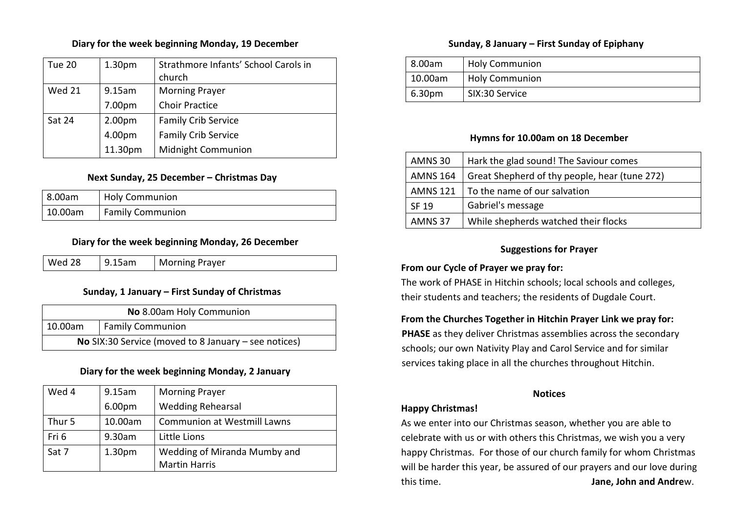### Diary for the week beginning Monday, 19 December

| | | |
|---|---|---|
| Tue 20 | 1.30pm | Strathmore Infants' School Carols in church |
| Wed 21 | 9.15am | Morning Prayer |
| | 7.00pm | Choir Practice |
| Sat 24 | 2.00pm | Family Crib Service |
| | 4.00pm | Family Crib Service |
| | 11.30pm | Midnight Communion |

### Next Sunday, 25 December – Christmas Day

| | |
|---|---|
| 8.00am | Holy Communion |
| 10.00am | Family Communion |

### Diary for the week beginning Monday, 26 December

| | | |
|---|---|---|
| Wed 28 | 9.15am | Morning Prayer |

### Sunday, 1 January – First Sunday of Christmas

| | |
|---|---|
| **No** 8.00am Holy Communion | |
| 10.00am | Family Communion |
| **No** SIX:30 Service (moved to 8 January – see notices) | |

### Diary for the week beginning Monday, 2 January

| | | |
|---|---|---|
| Wed 4 | 9.15am | Morning Prayer |
| | 6.00pm | Wedding Rehearsal |
| Thur 5 | 10.00am | Communion at Westmill Lawns |
| Fri 6 | 9.30am | Little Lions |
| Sat 7 | 1.30pm | Wedding of Miranda Mumby and Martin Harris |

### Sunday, 8 January – First Sunday of Epiphany

| | |
|---|---|
| 8.00am | Holy Communion |
| 10.00am | Holy Communion |
| 6.30pm | SIX:30 Service |

### Hymns for 10.00am on 18 December

| | |
|---|---|
| AMNS 30 | Hark the glad sound! The Saviour comes |
| AMNS 164 | Great Shepherd of thy people, hear (tune 272) |
| AMNS 121 | To the name of our salvation |
| SF 19 | Gabriel's message |
| AMNS 37 | While shepherds watched their flocks |

### Suggestions for Prayer

**From our Cycle of Prayer we pray for:**

The work of PHASE in Hitchin schools; local schools and colleges, their students and teachers; the residents of Dugdale Court.

**From the Churches Together in Hitchin Prayer Link we pray for:**

**PHASE** as they deliver Christmas assemblies across the secondary schools; our own Nativity Play and Carol Service and for similar services taking place in all the churches throughout Hitchin.

### Notices

**Happy Christmas!**

As we enter into our Christmas season, whether you are able to celebrate with us or with others this Christmas, we wish you a very happy Christmas. For those of our church family for whom Christmas will be harder this year, be assured of our prayers and our love during this time. **Jane, John and Andre**w.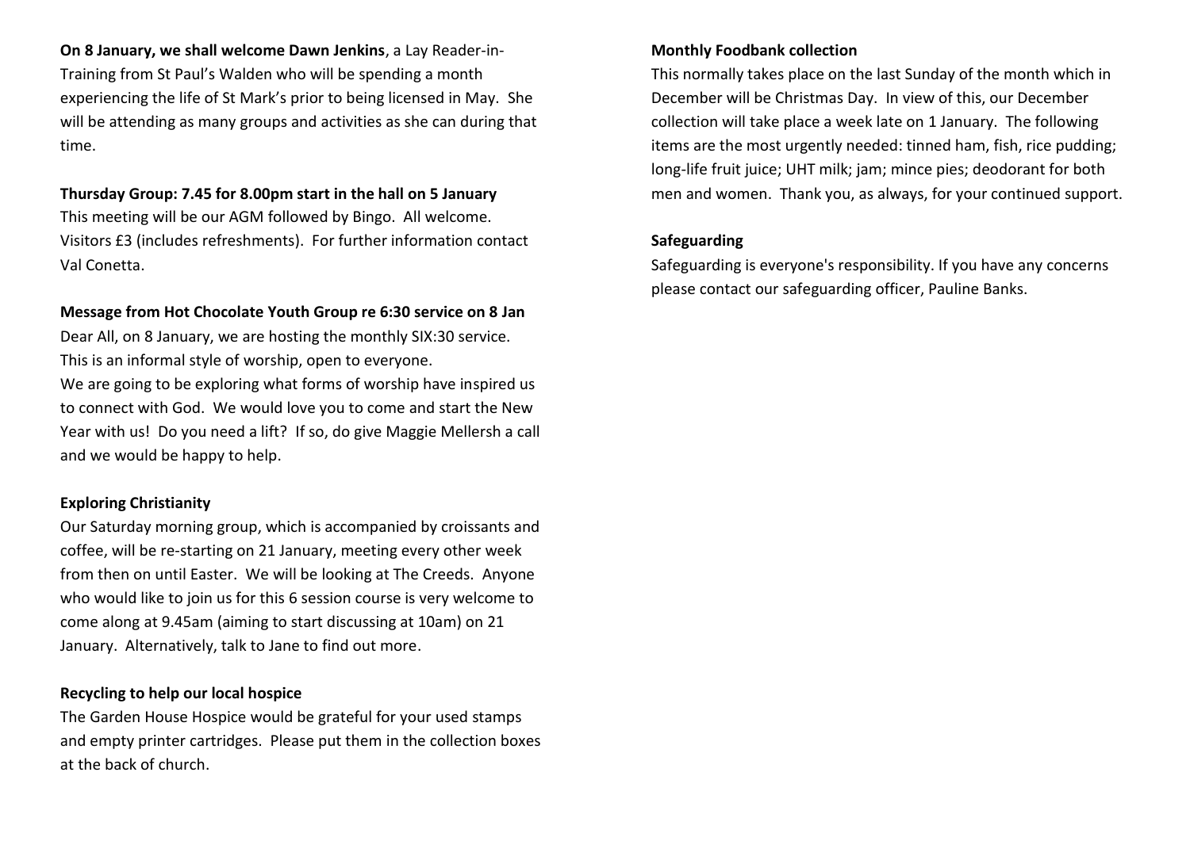**On 8 January, we shall welcome Dawn Jenkins**, a Lay Reader-in-Training from St Paul's Walden who will be spending a month experiencing the life of St Mark's prior to being licensed in May. She will be attending as many groups and activities as she can during that time.

**Thursday Group: 7.45 for 8.00pm start in the hall on 5 January**

This meeting will be our AGM followed by Bingo. All welcome. Visitors £3 (includes refreshments). For further information contact Val Conetta.

**Message from Hot Chocolate Youth Group re 6:30 service on 8 Jan**

Dear All, on 8 January, we are hosting the monthly SIX:30 service. This is an informal style of worship, open to everyone.
We are going to be exploring what forms of worship have inspired us to connect with God. We would love you to come and start the New Year with us! Do you need a lift? If so, do give Maggie Mellersh a call and we would be happy to help.

**Exploring Christianity**

Our Saturday morning group, which is accompanied by croissants and coffee, will be re-starting on 21 January, meeting every other week from then on until Easter. We will be looking at The Creeds. Anyone who would like to join us for this 6 session course is very welcome to come along at 9.45am (aiming to start discussing at 10am) on 21 January. Alternatively, talk to Jane to find out more.

**Recycling to help our local hospice**

The Garden House Hospice would be grateful for your used stamps and empty printer cartridges. Please put them in the collection boxes at the back of church.

**Monthly Foodbank collection**

This normally takes place on the last Sunday of the month which in December will be Christmas Day. In view of this, our December collection will take place a week late on 1 January. The following items are the most urgently needed: tinned ham, fish, rice pudding; long-life fruit juice; UHT milk; jam; mince pies; deodorant for both men and women. Thank you, as always, for your continued support.

**Safeguarding**

Safeguarding is everyone's responsibility. If you have any concerns please contact our safeguarding officer, Pauline Banks.